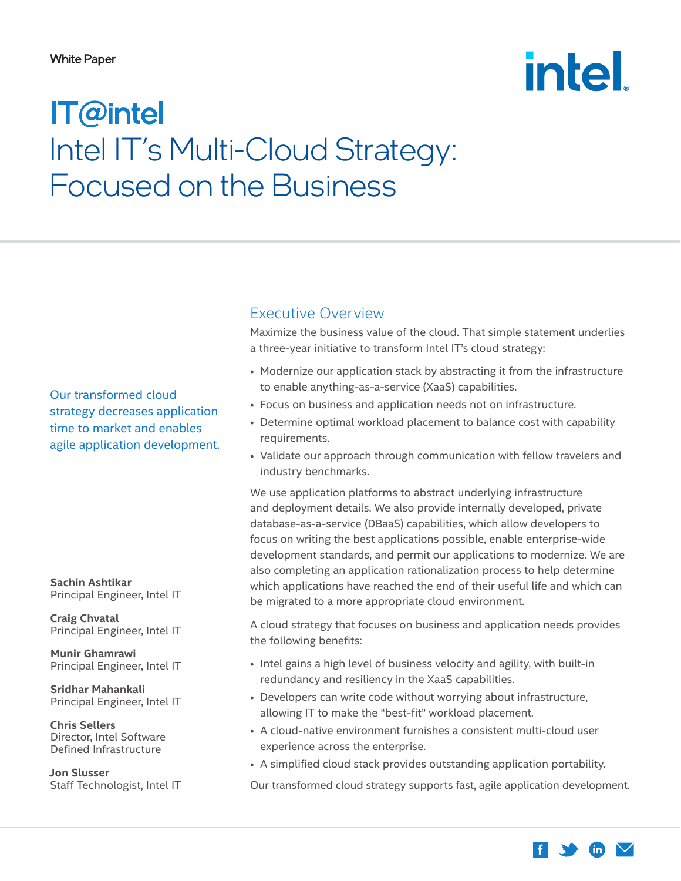White Paper

# IT@intel
# Intel IT's Multi-Cloud Strategy: Focused on the Business

Our transformed cloud strategy decreases application time to market and enables agile application development.

**Sachin Ashtikar**
Principal Engineer, Intel IT

**Craig Chvatal**
Principal Engineer, Intel IT

**Munir Ghamrawi**
Principal Engineer, Intel IT

**Sridhar Mahankali**
Principal Engineer, Intel IT

**Chris Sellers**
Director, Intel Software Defined Infrastructure

**Jon Slusser**
Staff Technologist, Intel IT

## Executive Overview

Maximize the business value of the cloud. That simple statement underlies a three-year initiative to transform Intel IT's cloud strategy:

- Modernize our application stack by abstracting it from the infrastructure to enable anything-as-a-service (XaaS) capabilities.
- Focus on business and application needs not on infrastructure.
- Determine optimal workload placement to balance cost with capability requirements.
- Validate our approach through communication with fellow travelers and industry benchmarks.

We use application platforms to abstract underlying infrastructure and deployment details. We also provide internally developed, private database-as-a-service (DBaaS) capabilities, which allow developers to focus on writing the best applications possible, enable enterprise-wide development standards, and permit our applications to modernize. We are also completing an application rationalization process to help determine which applications have reached the end of their useful life and which can be migrated to a more appropriate cloud environment.

A cloud strategy that focuses on business and application needs provides the following benefits:

- Intel gains a high level of business velocity and agility, with built-in redundancy and resiliency in the XaaS capabilities.
- Developers can write code without worrying about infrastructure, allowing IT to make the "best-fit" workload placement.
- A cloud-native environment furnishes a consistent multi-cloud user experience across the enterprise.
- A simplified cloud stack provides outstanding application portability.

Our transformed cloud strategy supports fast, agile application development.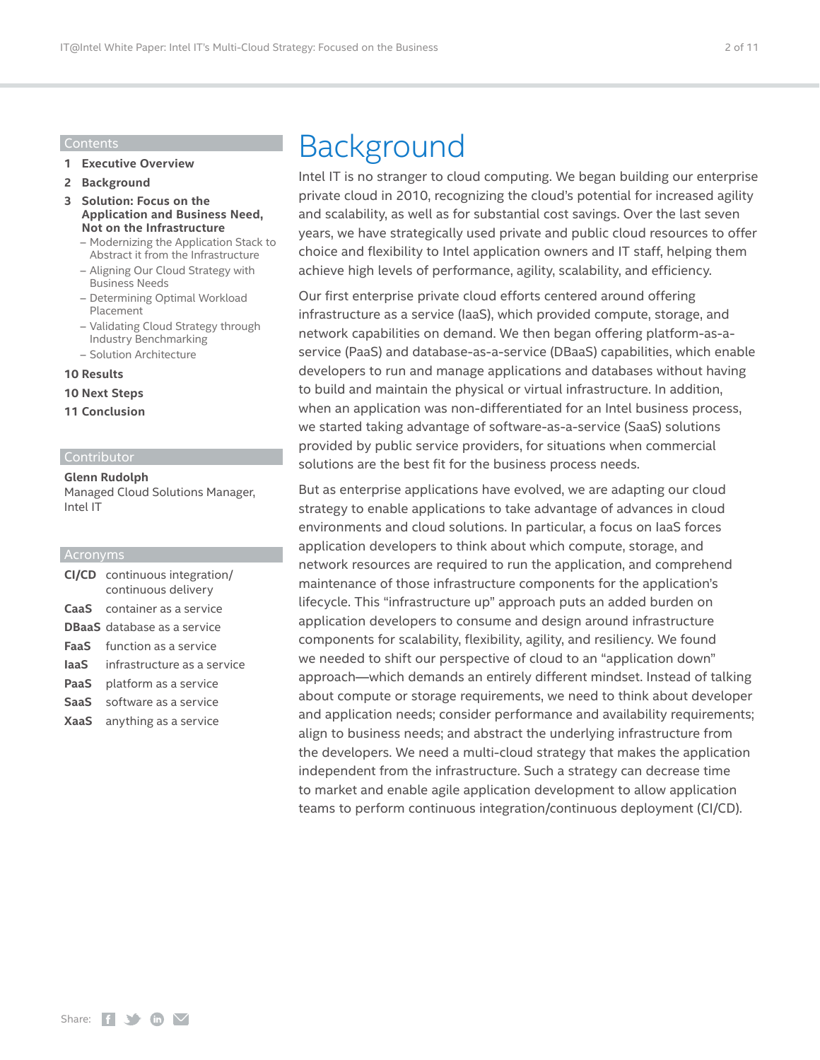## Contents

1 **Executive Overview**

2 **Background**

3 **Solution: Focus on the Application and Business Need, Not on the Infrastructure**
- Modernizing the Application Stack to Abstract it from the Infrastructure
- Aligning Our Cloud Strategy with Business Needs
- Determining Optimal Workload Placement
- Validating Cloud Strategy through Industry Benchmarking
- Solution Architecture

10 **Results**

10 **Next Steps**

11 **Conclusion**

## Contributor

**Glenn Rudolph**
Managed Cloud Solutions Manager, Intel IT

## Acronyms

| | |
|---|---|
| **CI/CD** | continuous integration/ continuous delivery |
| **CaaS** | container as a service |
| **DBaaS** | database as a service |
| **FaaS** | function as a service |
| **IaaS** | infrastructure as a service |
| **PaaS** | platform as a service |
| **SaaS** | software as a service |
| **XaaS** | anything as a service |

# Background

Intel IT is no stranger to cloud computing. We began building our enterprise private cloud in 2010, recognizing the cloud's potential for increased agility and scalability, as well as for substantial cost savings. Over the last seven years, we have strategically used private and public cloud resources to offer choice and flexibility to Intel application owners and IT staff, helping them achieve high levels of performance, agility, scalability, and efficiency.

Our first enterprise private cloud efforts centered around offering infrastructure as a service (IaaS), which provided compute, storage, and network capabilities on demand. We then began offering platform-as-a-service (PaaS) and database-as-a-service (DBaaS) capabilities, which enable developers to run and manage applications and databases without having to build and maintain the physical or virtual infrastructure. In addition, when an application was non-differentiated for an Intel business process, we started taking advantage of software-as-a-service (SaaS) solutions provided by public service providers, for situations when commercial solutions are the best fit for the business process needs.

But as enterprise applications have evolved, we are adapting our cloud strategy to enable applications to take advantage of advances in cloud environments and cloud solutions. In particular, a focus on IaaS forces application developers to think about which compute, storage, and network resources are required to run the application, and comprehend maintenance of those infrastructure components for the application's lifecycle. This "infrastructure up" approach puts an added burden on application developers to consume and design around infrastructure components for scalability, flexibility, agility, and resiliency. We found we needed to shift our perspective of cloud to an "application down" approach—which demands an entirely different mindset. Instead of talking about compute or storage requirements, we need to think about developer and application needs; consider performance and availability requirements; align to business needs; and abstract the underlying infrastructure from the developers. We need a multi-cloud strategy that makes the application independent from the infrastructure. Such a strategy can decrease time to market and enable agile application development to allow application teams to perform continuous integration/continuous deployment (CI/CD).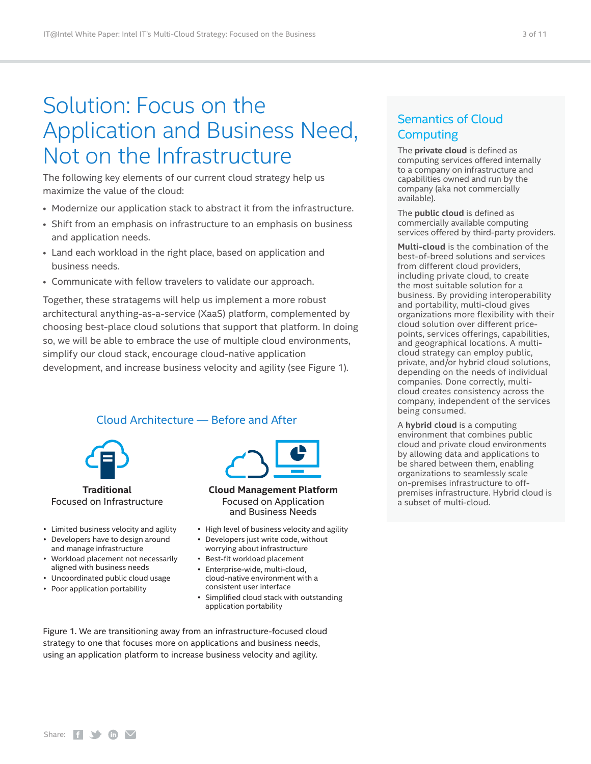# Solution: Focus on the Application and Business Need, Not on the Infrastructure

The following key elements of our current cloud strategy help us maximize the value of the cloud:

- Modernize our application stack to abstract it from the infrastructure.
- Shift from an emphasis on infrastructure to an emphasis on business and application needs.
- Land each workload in the right place, based on application and business needs.
- Communicate with fellow travelers to validate our approach.

Together, these stratagems will help us implement a more robust architectural anything-as-a-service (XaaS) platform, complemented by choosing best-place cloud solutions that support that platform. In doing so, we will be able to embrace the use of multiple cloud environments, simplify our cloud stack, encourage cloud-native application development, and increase business velocity and agility (see Figure 1).

### Cloud Architecture — Before and After

**Traditional**
Focused on Infrastructure

- Limited business velocity and agility
- Developers have to design around and manage infrastructure
- Workload placement not necessarily aligned with business needs
- Uncoordinated public cloud usage
- Poor application portability

**Cloud Management Platform**
Focused on Application and Business Needs

- High level of business velocity and agility
- Developers just write code, without worrying about infrastructure
- Best-fit workload placement
- Enterprise-wide, multi-cloud, cloud-native environment with a consistent user interface
- Simplified cloud stack with outstanding application portability

Figure 1. We are transitioning away from an infrastructure-focused cloud strategy to one that focuses more on applications and business needs, using an application platform to increase business velocity and agility.

## Semantics of Cloud Computing

The **private cloud** is defined as computing services offered internally to a company on infrastructure and capabilities owned and run by the company (aka not commercially available).

The **public cloud** is defined as commercially available computing services offered by third-party providers.

**Multi-cloud** is the combination of the best-of-breed solutions and services from different cloud providers, including private cloud, to create the most suitable solution for a business. By providing interoperability and portability, multi-cloud gives organizations more flexibility with their cloud solution over different price-points, services offerings, capabilities, and geographical locations. A multi-cloud strategy can employ public, private, and/or hybrid cloud solutions, depending on the needs of individual companies. Done correctly, multi-cloud creates consistency across the company, independent of the services being consumed.

A **hybrid cloud** is a computing environment that combines public cloud and private cloud environments by allowing data and applications to be shared between them, enabling organizations to seamlessly scale on-premises infrastructure to off-premises infrastructure. Hybrid cloud is a subset of multi-cloud.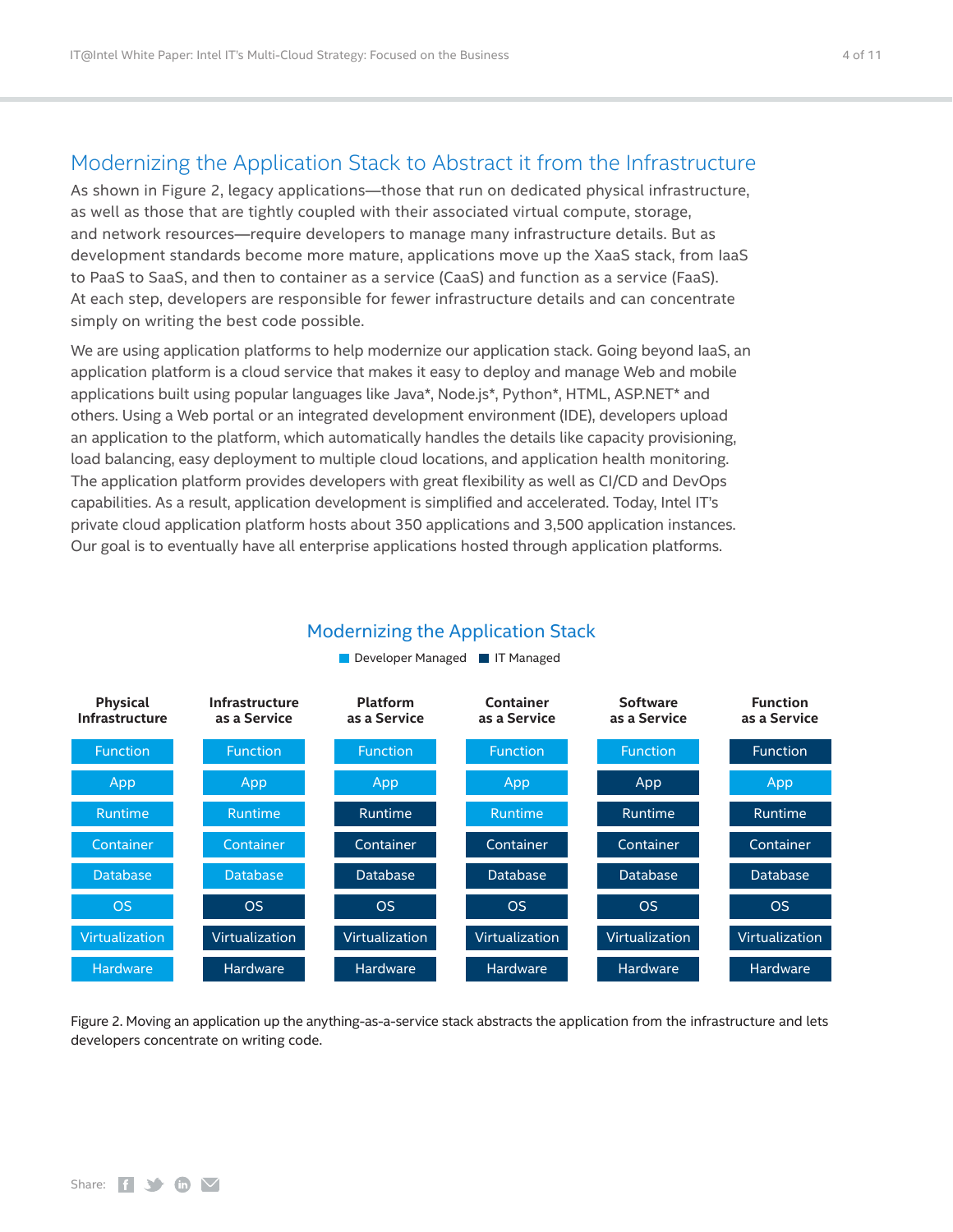## Modernizing the Application Stack to Abstract it from the Infrastructure

As shown in Figure 2, legacy applications—those that run on dedicated physical infrastructure, as well as those that are tightly coupled with their associated virtual compute, storage, and network resources—require developers to manage many infrastructure details. But as development standards become more mature, applications move up the XaaS stack, from IaaS to PaaS to SaaS, and then to container as a service (CaaS) and function as a service (FaaS). At each step, developers are responsible for fewer infrastructure details and can concentrate simply on writing the best code possible.

We are using application platforms to help modernize our application stack. Going beyond IaaS, an application platform is a cloud service that makes it easy to deploy and manage Web and mobile applications built using popular languages like Java*, Node.js*, Python*, HTML, ASP.NET* and others. Using a Web portal or an integrated development environment (IDE), developers upload an application to the platform, which automatically handles the details like capacity provisioning, load balancing, easy deployment to multiple cloud locations, and application health monitoring. The application platform provides developers with great flexibility as well as CI/CD and DevOps capabilities. As a result, application development is simplified and accelerated. Today, Intel IT's private cloud application platform hosts about 350 applications and 3,500 application instances. Our goal is to eventually have all enterprise applications hosted through application platforms.

### Modernizing the Application Stack

Legend: Developer Managed (DM) / IT Managed (IT)

| Layer | Physical Infrastructure | Infrastructure as a Service | Platform as a Service | Container as a Service | Software as a Service | Function as a Service |
|---|---|---|---|---|---|---|
| Function | Developer Managed | Developer Managed | Developer Managed | Developer Managed | Developer Managed | IT Managed |
| App | Developer Managed | Developer Managed | Developer Managed | Developer Managed | IT Managed | Developer Managed |
| Runtime | Developer Managed | Developer Managed | IT Managed | Developer Managed | IT Managed | IT Managed |
| Container | Developer Managed | Developer Managed | IT Managed | IT Managed | IT Managed | IT Managed |
| Database | Developer Managed | Developer Managed | IT Managed | IT Managed | IT Managed | IT Managed |
| OS | Developer Managed | IT Managed | IT Managed | IT Managed | IT Managed | IT Managed |
| Virtualization | Developer Managed | IT Managed | IT Managed | IT Managed | IT Managed | IT Managed |
| Hardware | Developer Managed | IT Managed | IT Managed | IT Managed | IT Managed | IT Managed |

Figure 2. Moving an application up the anything-as-a-service stack abstracts the application from the infrastructure and lets developers concentrate on writing code.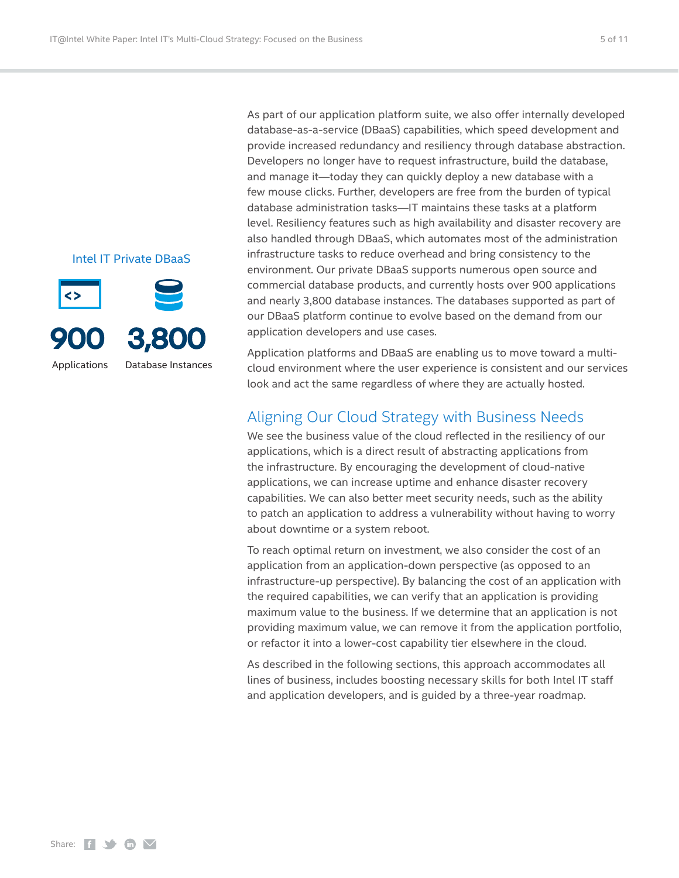As part of our application platform suite, we also offer internally developed database-as-a-service (DBaaS) capabilities, which speed development and provide increased redundancy and resiliency through database abstraction. Developers no longer have to request infrastructure, build the database, and manage it—today they can quickly deploy a new database with a few mouse clicks. Further, developers are free from the burden of typical database administration tasks—IT maintains these tasks at a platform level. Resiliency features such as high availability and disaster recovery are also handled through DBaaS, which automates most of the administration infrastructure tasks to reduce overhead and bring consistency to the environment. Our private DBaaS supports numerous open source and commercial database products, and currently hosts over 900 applications and nearly 3,800 database instances. The databases supported as part of our DBaaS platform continue to evolve based on the demand from our application developers and use cases.

**Intel IT Private DBaaS**

**900** Applications

**3,800** Database Instances

Application platforms and DBaaS are enabling us to move toward a multi-cloud environment where the user experience is consistent and our services look and act the same regardless of where they are actually hosted.

## Aligning Our Cloud Strategy with Business Needs

We see the business value of the cloud reflected in the resiliency of our applications, which is a direct result of abstracting applications from the infrastructure. By encouraging the development of cloud-native applications, we can increase uptime and enhance disaster recovery capabilities. We can also better meet security needs, such as the ability to patch an application to address a vulnerability without having to worry about downtime or a system reboot.

To reach optimal return on investment, we also consider the cost of an application from an application-down perspective (as opposed to an infrastructure-up perspective). By balancing the cost of an application with the required capabilities, we can verify that an application is providing maximum value to the business. If we determine that an application is not providing maximum value, we can remove it from the application portfolio, or refactor it into a lower-cost capability tier elsewhere in the cloud.

As described in the following sections, this approach accommodates all lines of business, includes boosting necessary skills for both Intel IT staff and application developers, and is guided by a three-year roadmap.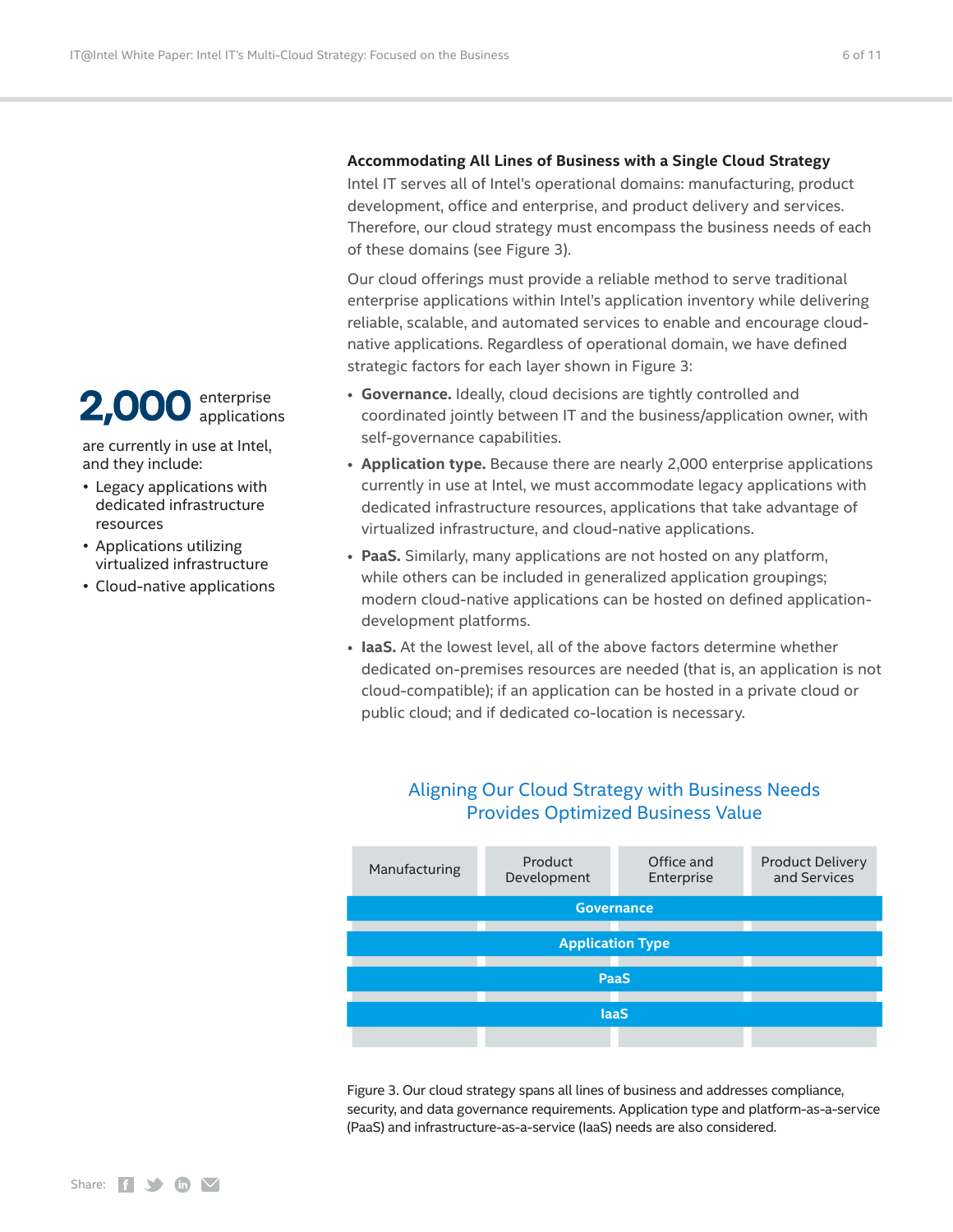2,000 enterprise applications are currently in use at Intel, and they include:

- Legacy applications with dedicated infrastructure resources
- Applications utilizing virtualized infrastructure
- Cloud-native applications

### Accommodating All Lines of Business with a Single Cloud Strategy

Intel IT serves all of Intel's operational domains: manufacturing, product development, office and enterprise, and product delivery and services. Therefore, our cloud strategy must encompass the business needs of each of these domains (see Figure 3).

Our cloud offerings must provide a reliable method to serve traditional enterprise applications within Intel's application inventory while delivering reliable, scalable, and automated services to enable and encourage cloud-native applications. Regardless of operational domain, we have defined strategic factors for each layer shown in Figure 3:

- **Governance.** Ideally, cloud decisions are tightly controlled and coordinated jointly between IT and the business/application owner, with self-governance capabilities.
- **Application type.** Because there are nearly 2,000 enterprise applications currently in use at Intel, we must accommodate legacy applications with dedicated infrastructure resources, applications that take advantage of virtualized infrastructure, and cloud-native applications.
- **PaaS.** Similarly, many applications are not hosted on any platform, while others can be included in generalized application groupings; modern cloud-native applications can be hosted on defined application-development platforms.
- **IaaS.** At the lowest level, all of the above factors determine whether dedicated on-premises resources are needed (that is, an application is not cloud-compatible); if an application can be hosted in a private cloud or public cloud; and if dedicated co-location is necessary.

**Aligning Our Cloud Strategy with Business Needs Provides Optimized Business Value**

| Manufacturing | Product Development | Office and Enterprise | Product Delivery and Services |
|---|---|---|---|
| Governance | | | |
| Application Type | | | |
| PaaS | | | |
| IaaS | | | |

Figure 3. Our cloud strategy spans all lines of business and addresses compliance, security, and data governance requirements. Application type and platform-as-a-service (PaaS) and infrastructure-as-a-service (IaaS) needs are also considered.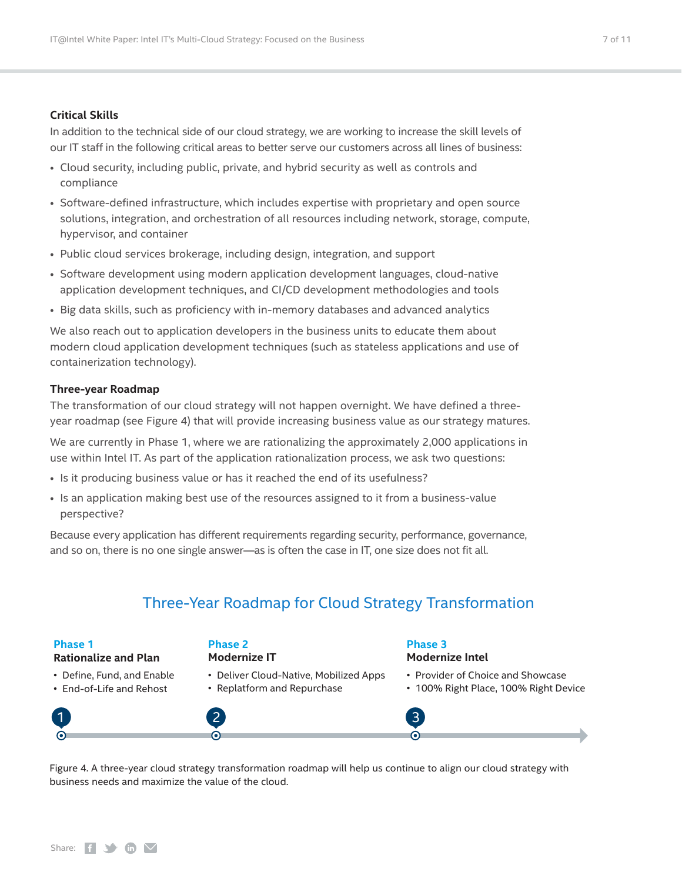### Critical Skills

In addition to the technical side of our cloud strategy, we are working to increase the skill levels of our IT staff in the following critical areas to better serve our customers across all lines of business:

- Cloud security, including public, private, and hybrid security as well as controls and compliance
- Software-defined infrastructure, which includes expertise with proprietary and open source solutions, integration, and orchestration of all resources including network, storage, compute, hypervisor, and container
- Public cloud services brokerage, including design, integration, and support
- Software development using modern application development languages, cloud-native application development techniques, and CI/CD development methodologies and tools
- Big data skills, such as proficiency with in-memory databases and advanced analytics

We also reach out to application developers in the business units to educate them about modern cloud application development techniques (such as stateless applications and use of containerization technology).

### Three-year Roadmap

The transformation of our cloud strategy will not happen overnight. We have defined a three-year roadmap (see Figure 4) that will provide increasing business value as our strategy matures.

We are currently in Phase 1, where we are rationalizing the approximately 2,000 applications in use within Intel IT. As part of the application rationalization process, we ask two questions:

- Is it producing business value or has it reached the end of its usefulness?
- Is an application making best use of the resources assigned to it from a business-value perspective?

Because every application has different requirements regarding security, performance, governance, and so on, there is no one single answer—as is often the case in IT, one size does not fit all.

## Three-Year Roadmap for Cloud Strategy Transformation

**Phase 1**
**Rationalize and Plan**
- Define, Fund, and Enable
- End-of-Life and Rehost

**Phase 2**
**Modernize IT**
- Deliver Cloud-Native, Mobilized Apps
- Replatform and Repurchase

**Phase 3**
**Modernize Intel**
- Provider of Choice and Showcase
- 100% Right Place, 100% Right Device

Figure 4. A three-year cloud strategy transformation roadmap will help us continue to align our cloud strategy with business needs and maximize the value of the cloud.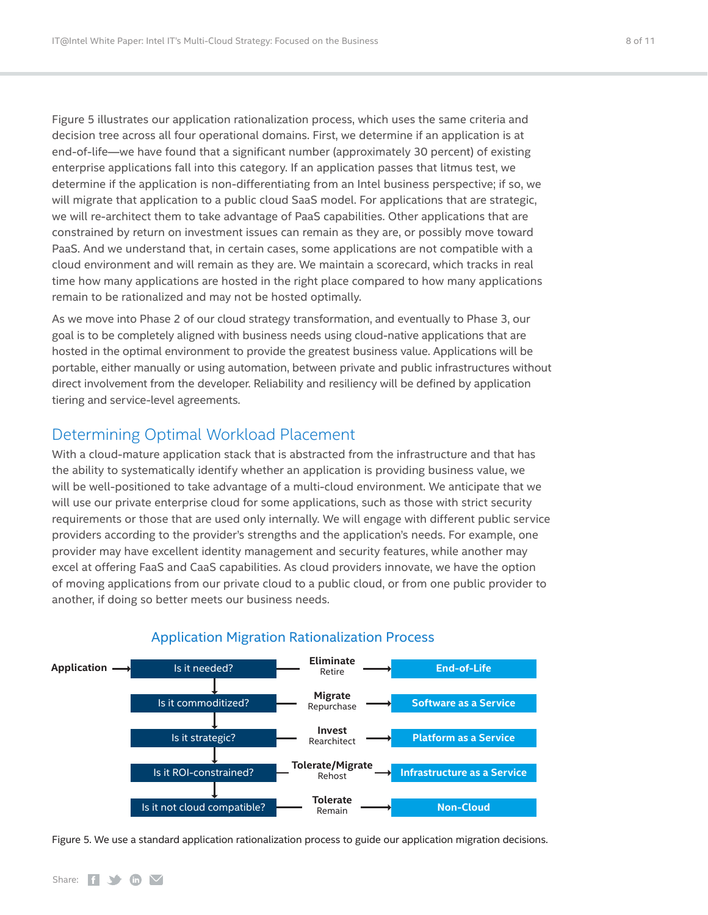Figure 5 illustrates our application rationalization process, which uses the same criteria and decision tree across all four operational domains. First, we determine if an application is at end-of-life—we have found that a significant number (approximately 30 percent) of existing enterprise applications fall into this category. If an application passes that litmus test, we determine if the application is non-differentiating from an Intel business perspective; if so, we will migrate that application to a public cloud SaaS model. For applications that are strategic, we will re-architect them to take advantage of PaaS capabilities. Other applications that are constrained by return on investment issues can remain as they are, or possibly move toward PaaS. And we understand that, in certain cases, some applications are not compatible with a cloud environment and will remain as they are. We maintain a scorecard, which tracks in real time how many applications are hosted in the right place compared to how many applications remain to be rationalized and may not be hosted optimally.

As we move into Phase 2 of our cloud strategy transformation, and eventually to Phase 3, our goal is to be completely aligned with business needs using cloud-native applications that are hosted in the optimal environment to provide the greatest business value. Applications will be portable, either manually or using automation, between private and public infrastructures without direct involvement from the developer. Reliability and resiliency will be defined by application tiering and service-level agreements.

## Determining Optimal Workload Placement

With a cloud-mature application stack that is abstracted from the infrastructure and that has the ability to systematically identify whether an application is providing business value, we will be well-positioned to take advantage of a multi-cloud environment. We anticipate that we will use our private enterprise cloud for some applications, such as those with strict security requirements or those that are used only internally. We will engage with different public service providers according to the provider's strengths and the application's needs. For example, one provider may have excellent identity management and security features, while another may excel at offering FaaS and CaaS capabilities. As cloud providers innovate, we have the option of moving applications from our private cloud to a public cloud, or from one public provider to another, if doing so better meets our business needs.

### Application Migration Rationalization Process

| Application → Question | Action | Outcome |
|---|---|---|
| Is it needed? | **Eliminate** Retire | End-of-Life |
| Is it commoditized? | **Migrate** Repurchase | Software as a Service |
| Is it strategic? | **Invest** Rearchitect | Platform as a Service |
| Is it ROI-constrained? | **Tolerate/Migrate** Rehost | Infrastructure as a Service |
| Is it not cloud compatible? | **Tolerate** Remain | Non-Cloud |

Figure 5. We use a standard application rationalization process to guide our application migration decisions.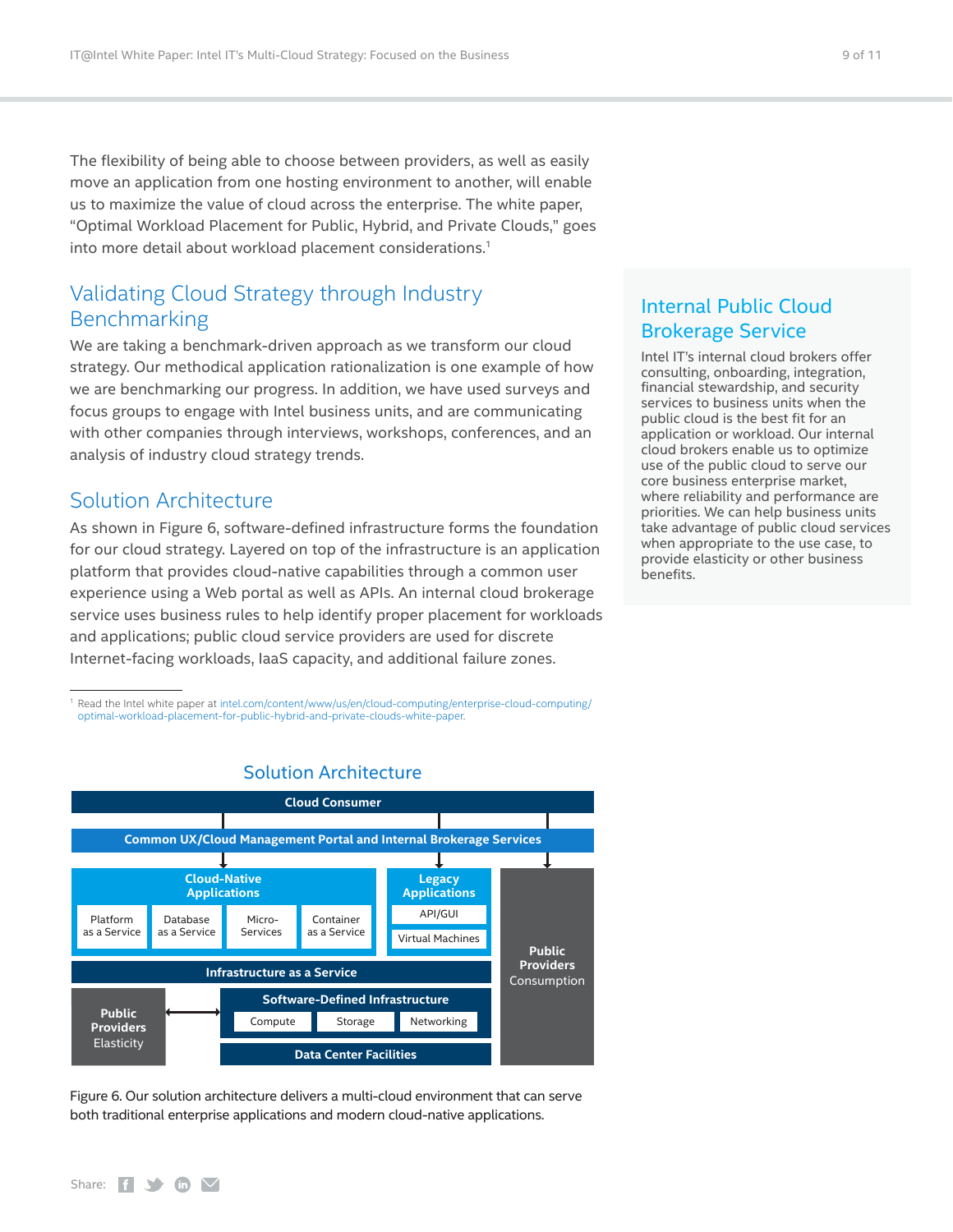The flexibility of being able to choose between providers, as well as easily move an application from one hosting environment to another, will enable us to maximize the value of cloud across the enterprise. The white paper, "Optimal Workload Placement for Public, Hybrid, and Private Clouds," goes into more detail about workload placement considerations.[1]

## Validating Cloud Strategy through Industry Benchmarking

We are taking a benchmark-driven approach as we transform our cloud strategy. Our methodical application rationalization is one example of how we are benchmarking our progress. In addition, we have used surveys and focus groups to engage with Intel business units, and are communicating with other companies through interviews, workshops, conferences, and an analysis of industry cloud strategy trends.

## Solution Architecture

As shown in Figure 6, software-defined infrastructure forms the foundation for our cloud strategy. Layered on top of the infrastructure is an application platform that provides cloud-native capabilities through a common user experience using a Web portal as well as APIs. An internal cloud brokerage service uses business rules to help identify proper placement for workloads and applications; public cloud service providers are used for discrete Internet-facing workloads, IaaS capacity, and additional failure zones.

[1] Read the Intel white paper at intel.com/content/www/us/en/cloud-computing/enterprise-cloud-computing/optimal-workload-placement-for-public-hybrid-and-private-clouds-white-paper.

## Internal Public Cloud Brokerage Service

Intel IT's internal cloud brokers offer consulting, onboarding, integration, financial stewardship, and security services to business units when the public cloud is the best fit for an application or workload. Our internal cloud brokers enable us to optimize use of the public cloud to serve our core business enterprise market, where reliability and performance are priorities. We can help business units take advantage of public cloud services when appropriate to the use case, to provide elasticity or other business benefits.

### Solution Architecture

**Cloud Consumer**

**Common UX/Cloud Management Portal and Internal Brokerage Services**

**Cloud-Native Applications**: Platform as a Service | Database as a Service | Micro-Services | Container as a Service

**Legacy Applications**: API/GUI | Virtual Machines

**Public Providers** Consumption

**Infrastructure as a Service**

**Public Providers** Elasticity ⟷ **Software-Defined Infrastructure**: Compute | Storage | Networking

**Data Center Facilities**

Figure 6. Our solution architecture delivers a multi-cloud environment that can serve both traditional enterprise applications and modern cloud-native applications.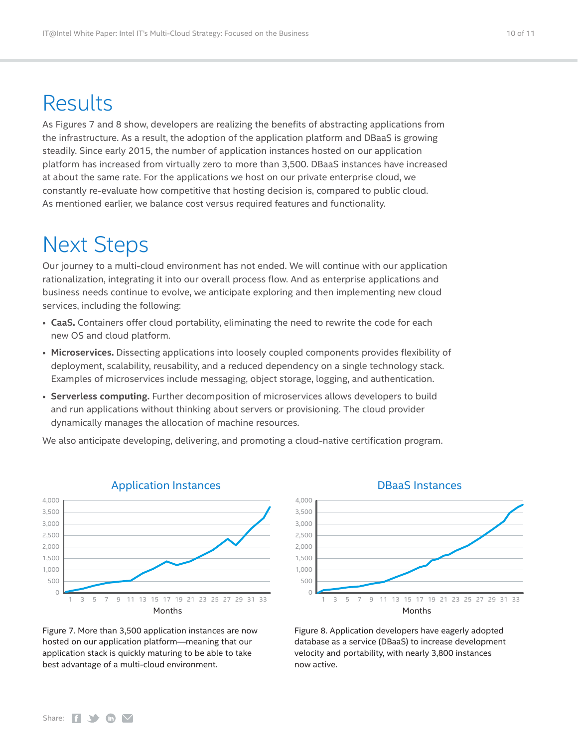# Results

As Figures 7 and 8 show, developers are realizing the benefits of abstracting applications from the infrastructure. As a result, the adoption of the application platform and DBaaS is growing steadily. Since early 2015, the number of application instances hosted on our application platform has increased from virtually zero to more than 3,500. DBaaS instances have increased at about the same rate. For the applications we host on our private enterprise cloud, we constantly re-evaluate how competitive that hosting decision is, compared to public cloud. As mentioned earlier, we balance cost versus required features and functionality.

# Next Steps

Our journey to a multi-cloud environment has not ended. We will continue with our application rationalization, integrating it into our overall process flow. And as enterprise applications and business needs continue to evolve, we anticipate exploring and then implementing new cloud services, including the following:

- **CaaS.** Containers offer cloud portability, eliminating the need to rewrite the code for each new OS and cloud platform.
- **Microservices.** Dissecting applications into loosely coupled components provides flexibility of deployment, scalability, reusability, and a reduced dependency on a single technology stack. Examples of microservices include messaging, object storage, logging, and authentication.
- **Serverless computing.** Further decomposition of microservices allows developers to build and run applications without thinking about servers or provisioning. The cloud provider dynamically manages the allocation of machine resources.

We also anticipate developing, delivering, and promoting a cloud-native certification program.

Figure 7. More than 3,500 application instances are now hosted on our application platform—meaning that our application stack is quickly maturing to be able to take best advantage of a multi-cloud environment.

Figure 8. Application developers have eagerly adopted database as a service (DBaaS) to increase development velocity and portability, with nearly 3,800 instances now active.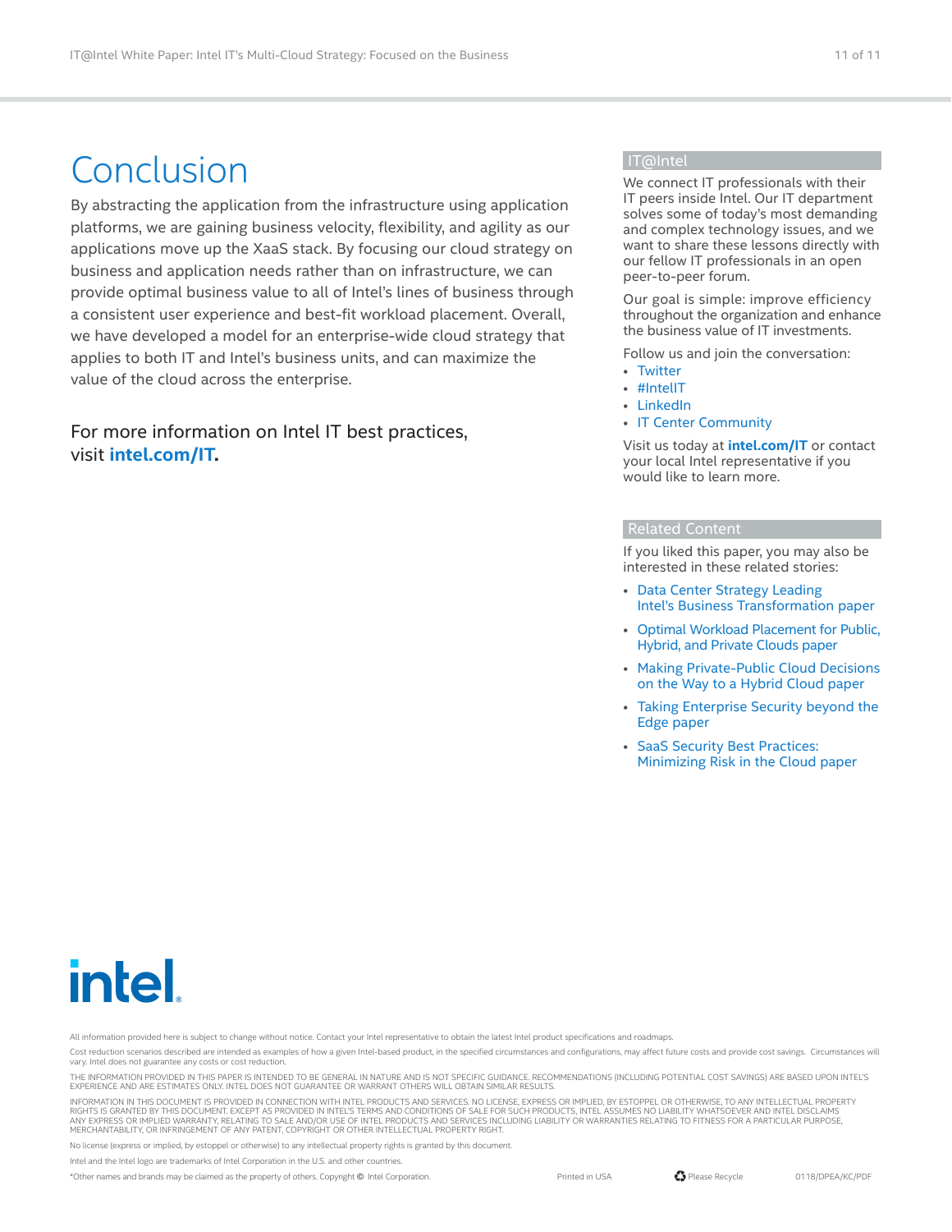# Conclusion

By abstracting the application from the infrastructure using application platforms, we are gaining business velocity, flexibility, and agility as our applications move up the XaaS stack. By focusing our cloud strategy on business and application needs rather than on infrastructure, we can provide optimal business value to all of Intel's lines of business through a consistent user experience and best-fit workload placement. Overall, we have developed a model for an enterprise-wide cloud strategy that applies to both IT and Intel's business units, and can maximize the value of the cloud across the enterprise.

For more information on Intel IT best practices, visit **intel.com/IT**.

## IT@Intel

We connect IT professionals with their IT peers inside Intel. Our IT department solves some of today's most demanding and complex technology issues, and we want to share these lessons directly with our fellow IT professionals in an open peer-to-peer forum.

Our goal is simple: improve efficiency throughout the organization and enhance the business value of IT investments.

Follow us and join the conversation:

- Twitter
- #IntelIT
- LinkedIn
- IT Center Community

Visit us today at **intel.com/IT** or contact your local Intel representative if you would like to learn more.

## Related Content

If you liked this paper, you may also be interested in these related stories:

- Data Center Strategy Leading Intel's Business Transformation paper
- Optimal Workload Placement for Public, Hybrid, and Private Clouds paper
- Making Private-Public Cloud Decisions on the Way to a Hybrid Cloud paper
- Taking Enterprise Security beyond the Edge paper
- SaaS Security Best Practices: Minimizing Risk in the Cloud paper

intel.

All information provided here is subject to change without notice. Contact your Intel representative to obtain the latest Intel product specifications and roadmaps.

Cost reduction scenarios described are intended as examples of how a given Intel-based product, in the specified circumstances and configurations, may affect future costs and provide cost savings. Circumstances will vary. Intel does not guarantee any costs or cost reduction.

THE INFORMATION PROVIDED IN THIS PAPER IS INTENDED TO BE GENERAL IN NATURE AND IS NOT SPECIFIC GUIDANCE. RECOMMENDATIONS (INCLUDING POTENTIAL COST SAVINGS) ARE BASED UPON INTEL'S EXPERIENCE AND ARE ESTIMATES ONLY. INTEL DOES NOT GUARANTEE OR WARRANT OTHERS WILL OBTAIN SIMILAR RESULTS.

INFORMATION IN THIS DOCUMENT IS PROVIDED IN CONNECTION WITH INTEL PRODUCTS AND SERVICES. NO LICENSE, EXPRESS OR IMPLIED, BY ESTOPPEL OR OTHERWISE, TO ANY INTELLECTUAL PROPERTY RIGHTS IS GRANTED BY THIS DOCUMENT. EXCEPT AS PROVIDED IN INTEL'S TERMS AND CONDITIONS OF SALE FOR SUCH PRODUCTS, INTEL ASSUMES NO LIABILITY WHATSOEVER AND INTEL DISCLAIMS ANY EXPRESS OR IMPLIED WARRANTY, RELATING TO SALE AND/OR USE OF INTEL PRODUCTS AND SERVICES INCLUDING LIABILITY OR WARRANTIES RELATING TO FITNESS FOR A PARTICULAR PURPOSE, MERCHANTABILITY, OR INFRINGEMENT OF ANY PATENT, COPYRIGHT OR OTHER INTELLECTUAL PROPERTY RIGHT.

No license (express or implied, by estoppel or otherwise) to any intellectual property rights is granted by this document.

Intel and the Intel logo are trademarks of Intel Corporation in the U.S. and other countries.

*Other names and brands may be claimed as the property of others. Copyright © Intel Corporation. Printed in USA Please Recycle 0118/DPEA/KC/PDF